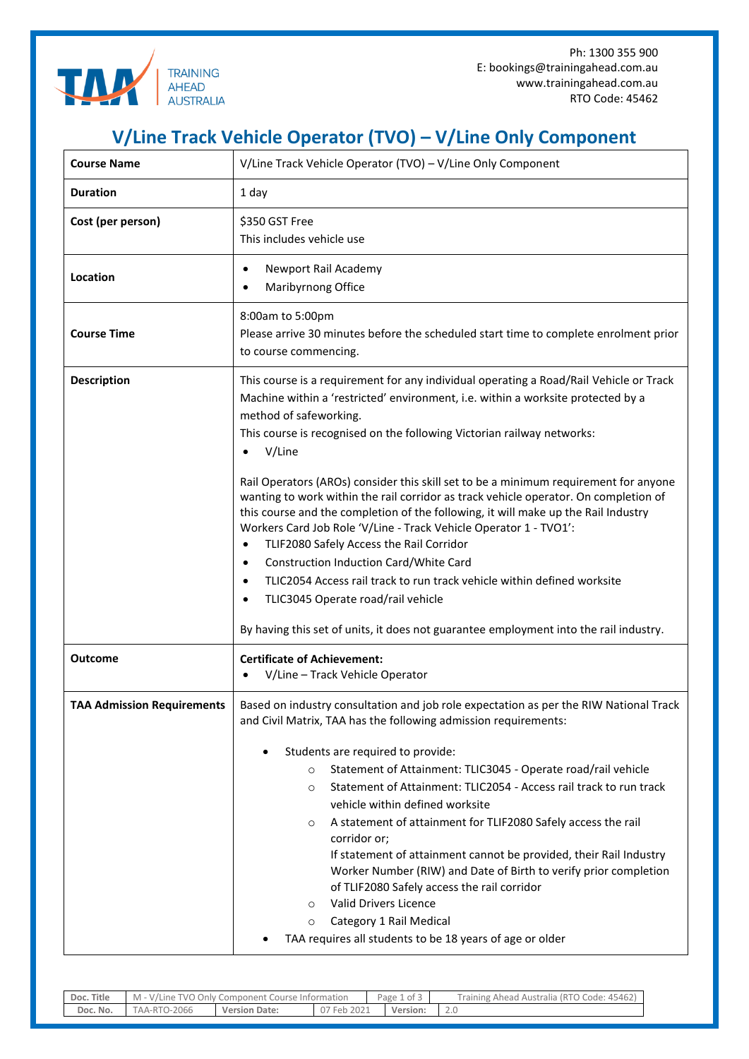TRAINING AHEAD AUSTRALIA

Ph: 1300 355 900
E: bookings@trainingahead.com.au
www.trainingahead.com.au
RTO Code: 45462

# V/Line Track Vehicle Operator (TVO) – V/Line Only Component

| **Course Name** | V/Line Track Vehicle Operator (TVO) – V/Line Only Component |
|---|---|
| **Duration** | 1 day |
| **Cost (per person)** | $350 GST Free<br>This includes vehicle use |
| **Location** | • Newport Rail Academy<br>• Maribyrnong Office |
| **Course Time** | 8:00am to 5:00pm<br>Please arrive 30 minutes before the scheduled start time to complete enrolment prior to course commencing. |
| **Description** | This course is a requirement for any individual operating a Road/Rail Vehicle or Track Machine within a 'restricted' environment, i.e. within a worksite protected by a method of safeworking.<br>This course is recognised on the following Victorian railway networks:<br>• V/Line<br><br>Rail Operators (AROs) consider this skill set to be a minimum requirement for anyone wanting to work within the rail corridor as track vehicle operator. On completion of this course and the completion of the following, it will make up the Rail Industry Workers Card Job Role 'V/Line - Track Vehicle Operator 1 - TVO1':<br>• TLIF2080 Safely Access the Rail Corridor<br>• Construction Induction Card/White Card<br>• TLIC2054 Access rail track to run track vehicle within defined worksite<br>• TLIC3045 Operate road/rail vehicle<br><br>By having this set of units, it does not guarantee employment into the rail industry. |
| **Outcome** | **Certificate of Achievement:**<br>• V/Line – Track Vehicle Operator |
| **TAA Admission Requirements** | Based on industry consultation and job role expectation as per the RIW National Track and Civil Matrix, TAA has the following admission requirements:<br><br>• Students are required to provide:<br>  ○ Statement of Attainment: TLIC3045 - Operate road/rail vehicle<br>  ○ Statement of Attainment: TLIC2054 - Access rail track to run track vehicle within defined worksite<br>  ○ A statement of attainment for TLIF2080 Safely access the rail corridor or;<br>  If statement of attainment cannot be provided, their Rail Industry Worker Number (RIW) and Date of Birth to verify prior completion of TLIF2080 Safely access the rail corridor<br>  ○ Valid Drivers Licence<br>  ○ Category 1 Rail Medical<br>• TAA requires all students to be 18 years of age or older |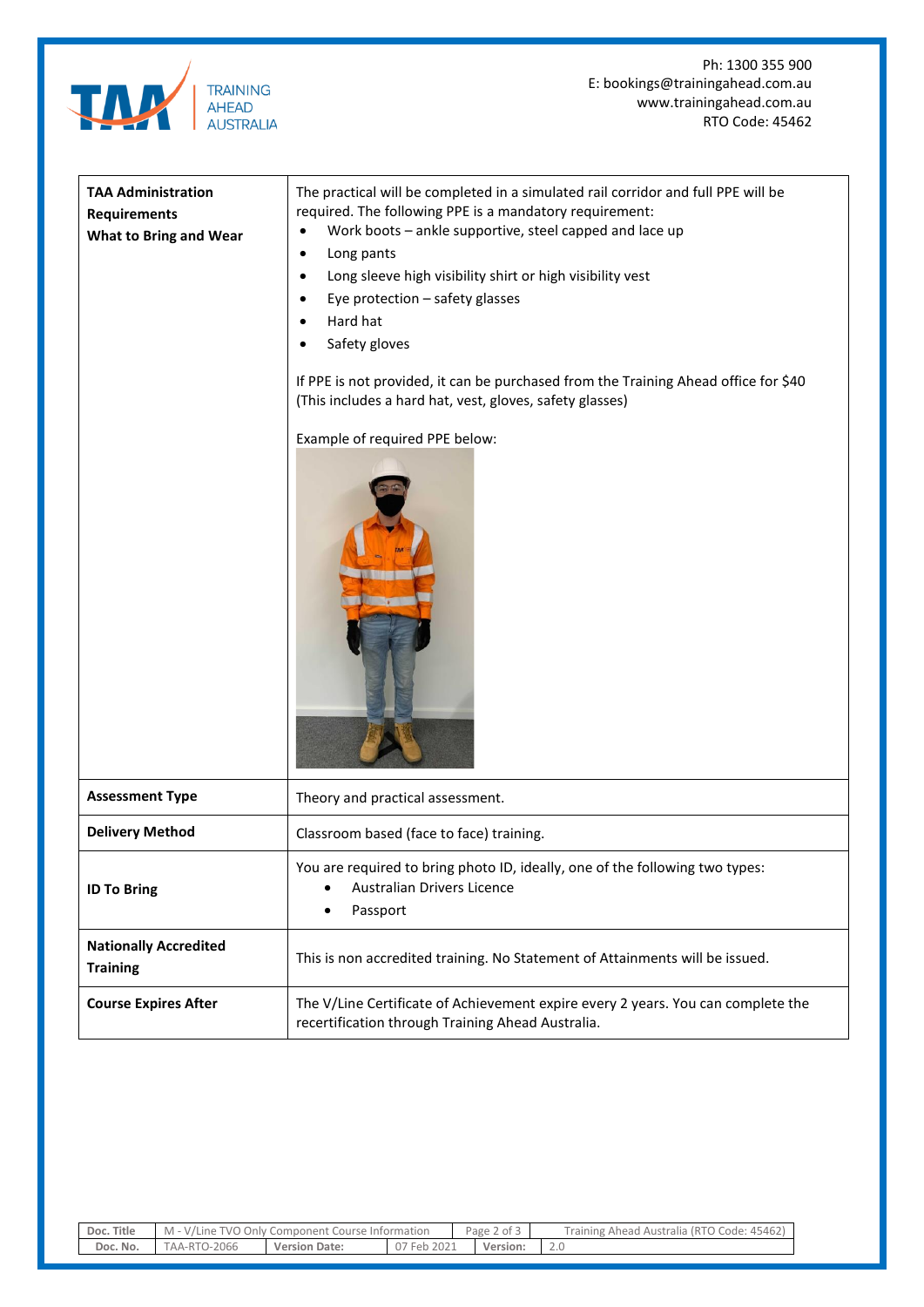| | |
|---|---|
| **TAA Administration Requirements What to Bring and Wear** | The practical will be completed in a simulated rail corridor and full PPE will be required. The following PPE is a mandatory requirement:<br>• Work boots – ankle supportive, steel capped and lace up<br>• Long pants<br>• Long sleeve high visibility shirt or high visibility vest<br>• Eye protection – safety glasses<br>• Hard hat<br>• Safety gloves<br><br>If PPE is not provided, it can be purchased from the Training Ahead office for $40 (This includes a hard hat, vest, gloves, safety glasses)<br><br>Example of required PPE below: |
| **Assessment Type** | Theory and practical assessment. |
| **Delivery Method** | Classroom based (face to face) training. |
| **ID To Bring** | You are required to bring photo ID, ideally, one of the following two types:<br>• Australian Drivers Licence<br>• Passport |
| **Nationally Accredited Training** | This is non accredited training. No Statement of Attainments will be issued. |
| **Course Expires After** | The V/Line Certificate of Achievement expire every 2 years. You can complete the recertification through Training Ahead Australia. |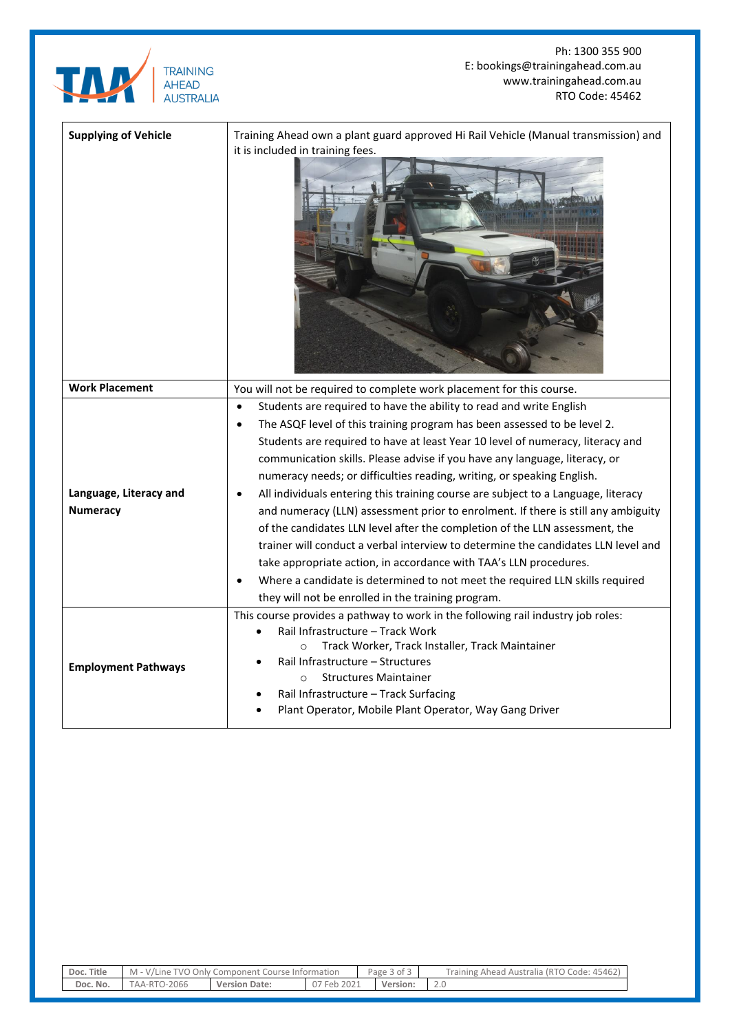| | |
|---|---|
| **Supplying of Vehicle** | Training Ahead own a plant guard approved Hi Rail Vehicle (Manual transmission) and it is included in training fees. |
| **Work Placement** | You will not be required to complete work placement for this course. |
| **Language, Literacy and Numeracy** | • Students are required to have the ability to read and write English<br>• The ASQF level of this training program has been assessed to be level 2. Students are required to have at least Year 10 level of numeracy, literacy and communication skills. Please advise if you have any language, literacy, or numeracy needs; or difficulties reading, writing, or speaking English.<br>• All individuals entering this training course are subject to a Language, literacy and numeracy (LLN) assessment prior to enrolment. If there is still any ambiguity of the candidates LLN level after the completion of the LLN assessment, the trainer will conduct a verbal interview to determine the candidates LLN level and take appropriate action, in accordance with TAA's LLN procedures.<br>• Where a candidate is determined to not meet the required LLN skills required they will not be enrolled in the training program. |
| **Employment Pathways** | This course provides a pathway to work in the following rail industry job roles:<br>• Rail Infrastructure – Track Work<br>&nbsp;&nbsp;&nbsp;&nbsp;○ Track Worker, Track Installer, Track Maintainer<br>• Rail Infrastructure – Structures<br>&nbsp;&nbsp;&nbsp;&nbsp;○ Structures Maintainer<br>• Rail Infrastructure – Track Surfacing<br>• Plant Operator, Mobile Plant Operator, Way Gang Driver |